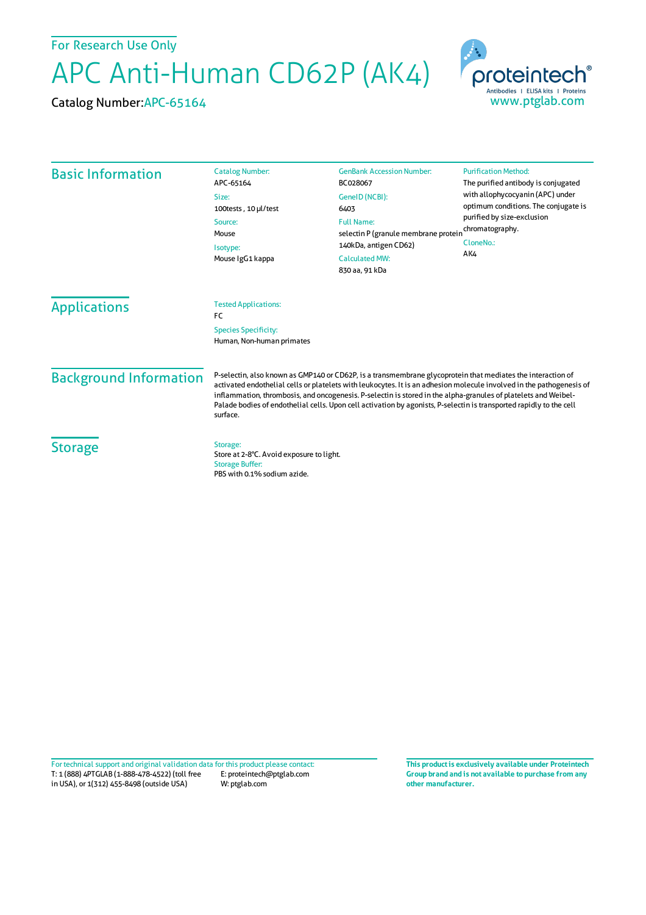For Research Use Only

# APC Anti-Human CD62P (AK4)

Catalog Number:APC-65164

proteintech®
Antibodies | ELISA kits | Proteins
www.ptglab.com

## Basic Information

Catalog Number:
APC-65164

Size:
100tests , 10 μl/test

Source:
Mouse

Isotype:
Mouse IgG1 kappa

GenBank Accession Number:
BC028067

GeneID (NCBI):
6403

Full Name:
selectin P (granule membrane protein 140kDa, antigen CD62)

Calculated MW:
830 aa, 91 kDa

Purification Method:
The purified antibody is conjugated with allophycocyanin (APC) under optimum conditions. The conjugate is purified by size-exclusion chromatography.

CloneNo.:
AK4

## Applications

Tested Applications:
FC

Species Specificity:
Human, Non-human primates

## Background Information

P-selectin, also known as GMP140 or CD62P, is a transmembrane glycoprotein that mediates the interaction of activated endothelial cells or platelets with leukocytes. It is an adhesion molecule involved in the pathogenesis of inflammation, thrombosis, and oncogenesis. P-selectin is stored in the alpha-granules of platelets and Weibel-Palade bodies of endothelial cells. Upon cell activation by agonists, P-selectin is transported rapidly to the cell surface.

## Storage

Storage:
Store at 2-8°C. Avoid exposure to light.

Storage Buffer:
PBS with 0.1% sodium azide.

For technical support and original validation data for this product please contact:
T: 1 (888) 4PTGLAB (1-888-478-4522) (toll free in USA), or 1(312) 455-8498 (outside USA)
E: proteintech@ptglab.com
W: ptglab.com

**This product is exclusively available under Proteintech Group brand and is not available to purchase from any other manufacturer.**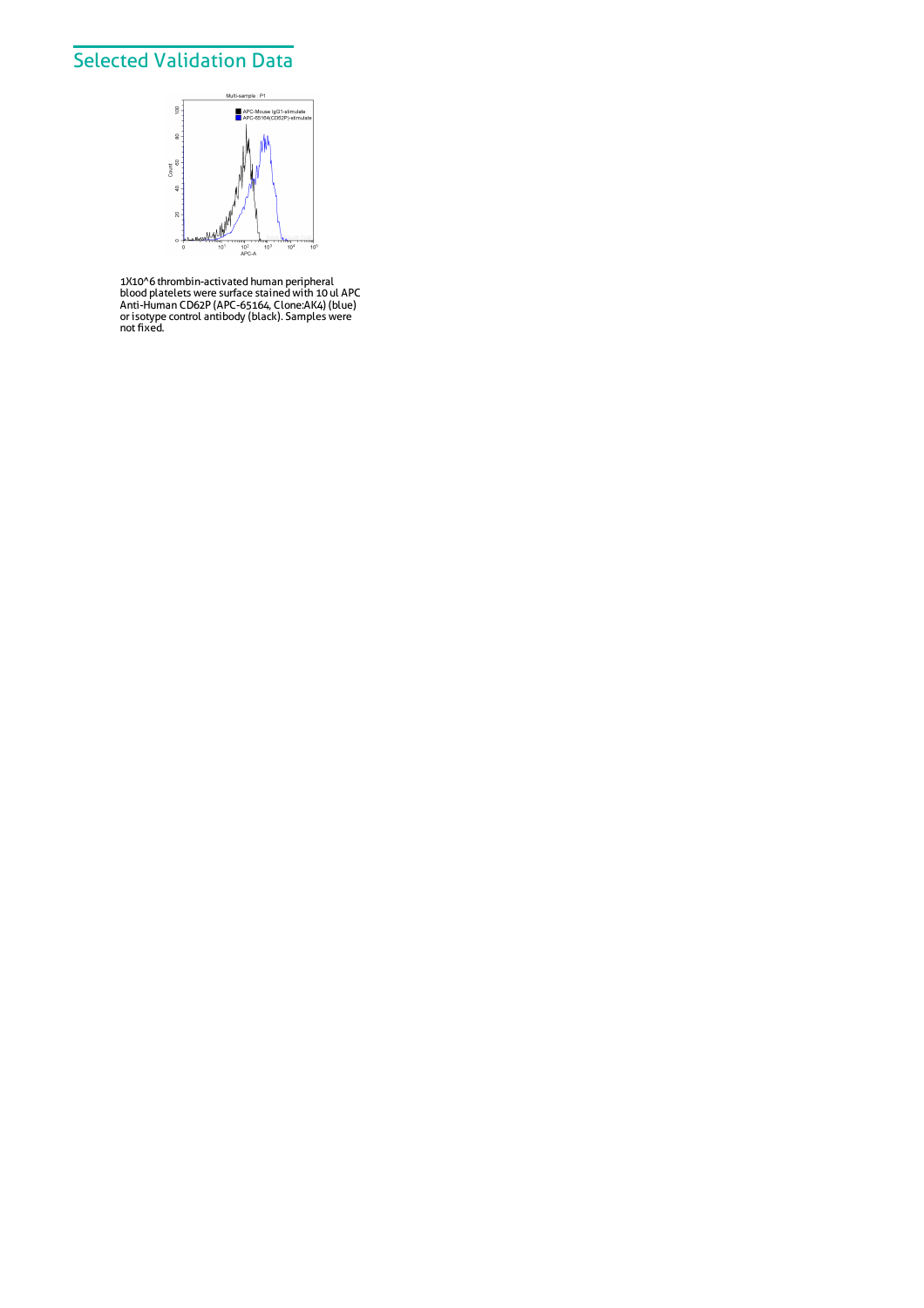## Selected Validation Data

Multi-sample : P1

APC-Mouse IgG1-stimulate
APC-65164(CD62P)-stimulate

Count

0
20
40
60
80
100

0
$10^1$
$10^2$
$10^3$
$10^4$
$10^5$

APC-A

1X10^6 thrombin-activated human peripheral blood platelets were surface stained with 10 ul APC Anti-Human CD62P (APC-65164, Clone:AK4) (blue) or isotype control antibody (black). Samples were not fixed.